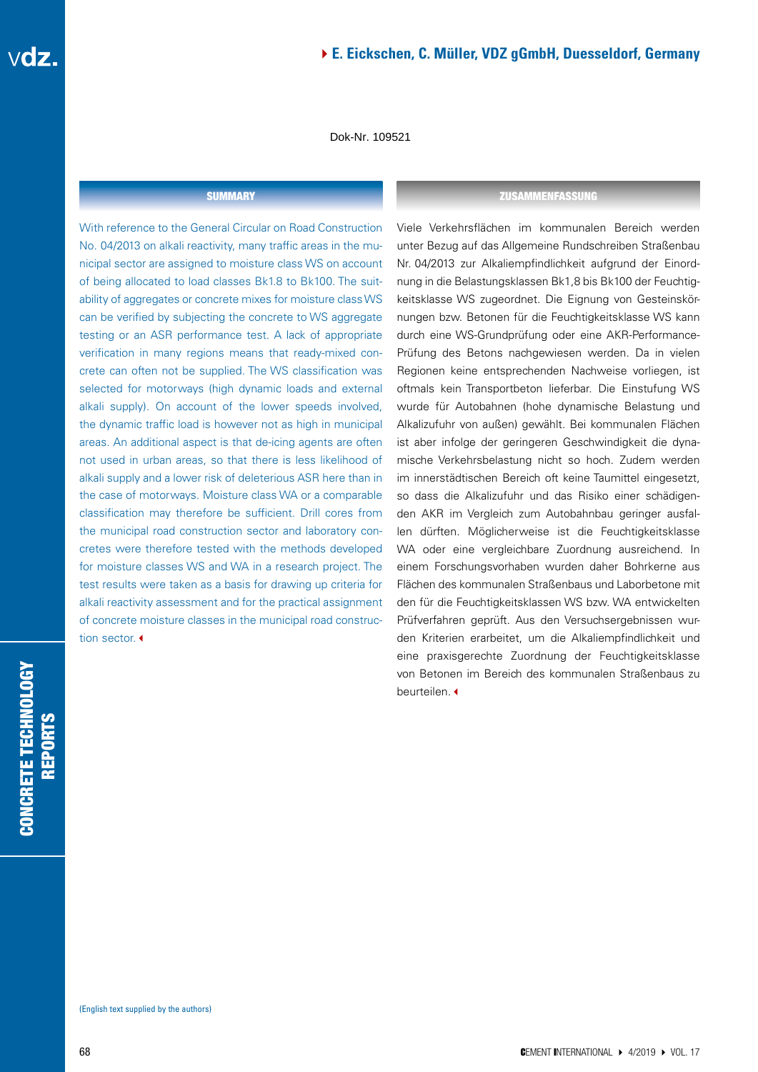**E. Eickschen, C. Müller, VDZ gGmbH, Duesseldorf, Germany**

Dok-Nr. 109521

## SUMMARY

With reference to the General Circular on Road Construction No. 04/2013 on alkali reactivity, many traffic areas in the municipal sector are assigned to moisture class WS on account of being allocated to load classes Bk1.8 to Bk100. The suitability of aggregates or concrete mixes for moisture class WS can be verified by subjecting the concrete to WS aggregate testing or an ASR performance test. A lack of appropriate verification in many regions means that ready-mixed concrete can often not be supplied. The WS classification was selected for motorways (high dynamic loads and external alkali supply). On account of the lower speeds involved, the dynamic traffic load is however not as high in municipal areas. An additional aspect is that de-icing agents are often not used in urban areas, so that there is less likelihood of alkali supply and a lower risk of deleterious ASR here than in the case of motorways. Moisture class WA or a comparable classification may therefore be sufficient. Drill cores from the municipal road construction sector and laboratory concretes were therefore tested with the methods developed for moisture classes WS and WA in a research project. The test results were taken as a basis for drawing up criteria for alkali reactivity assessment and for the practical assignment of concrete moisture classes in the municipal road construction sector.

## ZUSAMMENFASSUNG

Viele Verkehrsflächen im kommunalen Bereich werden unter Bezug auf das Allgemeine Rundschreiben Straßenbau Nr. 04/2013 zur Alkaliempfindlichkeit aufgrund der Einordnung in die Belastungsklassen Bk1,8 bis Bk100 der Feuchtigkeitsklasse WS zugeordnet. Die Eignung von Gesteinskörnungen bzw. Betonen für die Feuchtigkeitsklasse WS kann durch eine WS-Grundprüfung oder eine AKR-Performance-Prüfung des Betons nachgewiesen werden. Da in vielen Regionen keine entsprechenden Nachweise vorliegen, ist oftmals kein Transportbeton lieferbar. Die Einstufung WS wurde für Autobahnen (hohe dynamische Belastung und Alkalizufuhr von außen) gewählt. Bei kommunalen Flächen ist aber infolge der geringeren Geschwindigkeit die dynamische Verkehrsbelastung nicht so hoch. Zudem werden im innerstädtischen Bereich oft keine Taumittel eingesetzt, so dass die Alkalizufuhr und das Risiko einer schädigenden AKR im Vergleich zum Autobahnbau geringer ausfallen dürften. Möglicherweise ist die Feuchtigkeitsklasse WA oder eine vergleichbare Zuordnung ausreichend. In einem Forschungsvorhaben wurden daher Bohrkerne aus Flächen des kommunalen Straßenbaus und Laborbetone mit den für die Feuchtigkeitsklassen WS bzw. WA entwickelten Prüfverfahren geprüft. Aus den Versuchsergebnissen wurden Kriterien erarbeitet, um die Alkaliempfindlichkeit und eine praxisgerechte Zuordnung der Feuchtigkeitsklasse von Betonen im Bereich des kommunalen Straßenbaus zu beurteilen.

(English text supplied by the authors)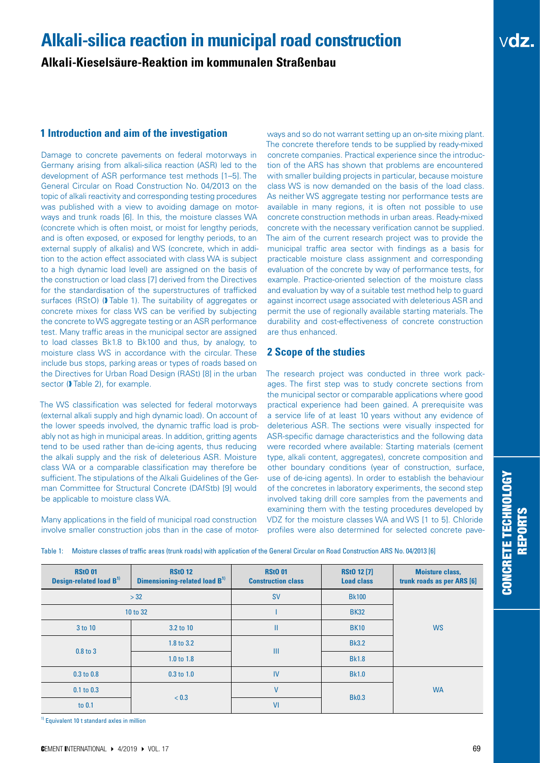# Alkali-silica reaction in municipal road construction

## Alkali-Kieselsäure-Reaktion im kommunalen Straßenbau

### 1 Introduction and aim of the investigation

Damage to concrete pavements on federal motorways in Germany arising from alkali-silica reaction (ASR) led to the development of ASR performance test methods [1–5]. The General Circular on Road Construction No. 04/2013 on the topic of alkali reactivity and corresponding testing procedures was published with a view to avoiding damage on motorways and trunk roads [6]. In this, the moisture classes WA (concrete which is often moist, or moist for lengthy periods, and is often exposed, or exposed for lengthy periods, to an external supply of alkalis) and WS (concrete, which in addition to the action effect associated with class WA is subject to a high dynamic load level) are assigned on the basis of the construction or load class [7] derived from the Directives for the standardisation of the superstructures of trafficked surfaces (RStO) (➧ Table 1). The suitability of aggregates or concrete mixes for class WS can be verified by subjecting the concrete to WS aggregate testing or an ASR performance test. Many traffic areas in the municipal sector are assigned to load classes Bk1.8 to Bk100 and thus, by analogy, to moisture class WS in accordance with the circular. These include bus stops, parking areas or types of roads based on the Directives for Urban Road Design (RASt) [8] in the urban sector (➧ Table 2), for example.

The WS classification was selected for federal motorways (external alkali supply and high dynamic load). On account of the lower speeds involved, the dynamic traffic load is probably not as high in municipal areas. In addition, gritting agents tend to be used rather than de-icing agents, thus reducing the alkali supply and the risk of deleterious ASR. Moisture class WA or a comparable classification may therefore be sufficient. The stipulations of the Alkali Guidelines of the German Committee for Structural Concrete (DAfStb) [9] would be applicable to moisture class WA.

Many applications in the field of municipal road construction involve smaller construction jobs than in the case of motorways and so do not warrant setting up an on-site mixing plant. The concrete therefore tends to be supplied by ready-mixed concrete companies. Practical experience since the introduction of the ARS has shown that problems are encountered with smaller building projects in particular, because moisture class WS is now demanded on the basis of the load class. As neither WS aggregate testing nor performance tests are available in many regions, it is often not possible to use concrete construction methods in urban areas. Ready-mixed concrete with the necessary verification cannot be supplied. The aim of the current research project was to provide the municipal traffic area sector with findings as a basis for practicable moisture class assignment and corresponding evaluation of the concrete by way of performance tests, for example. Practice-oriented selection of the moisture class and evaluation by way of a suitable test method help to guard against incorrect usage associated with deleterious ASR and permit the use of regionally available starting materials. The durability and cost-effectiveness of concrete construction are thus enhanced.

### 2 Scope of the studies

The research project was conducted in three work packages. The first step was to study concrete sections from the municipal sector or comparable applications where good practical experience had been gained. A prerequisite was a service life of at least 10 years without any evidence of deleterious ASR. The sections were visually inspected for ASR-specific damage characteristics and the following data were recorded where available: Starting materials (cement type, alkali content, aggregates), concrete composition and other boundary conditions (year of construction, surface, use of de-icing agents). In order to establish the behaviour of the concretes in laboratory experiments, the second step involved taking drill core samples from the pavements and examining them with the testing procedures developed by VDZ for the moisture classes WA and WS [1 to 5]. Chloride profiles were also determined for selected concrete pave-

Table 1: Moisture classes of traffic areas (trunk roads) with application of the General Circular on Road Construction ARS No. 04/2013 [6]

| RStO 01 Design-related load B[1)] | RStO 12 Dimensioning-related load B[1)] | RStO 01 Construction class | RStO 12 [7] Load class | Moisture class, trunk roads as per ARS [6] |
|---|---|---|---|---|
| > 32 | | SV | Bk100 | WS |
| 10 to 32 | | I | BK32 | |
| 3 to 10 | 3.2 to 10 | II | BK10 | |
| 0.8 to 3 | 1.8 to 3.2 | III | Bk3.2 | |
| | 1.0 to 1.8 | | Bk1.8 | |
| 0.3 to 0.8 | 0.3 to 1.0 | IV | Bk1.0 | WA |
| 0.1 to 0.3 | < 0.3 | V | Bk0.3 | |
| to 0.1 | | VI | | |

[1)] Equivalent 10 t standard axles in million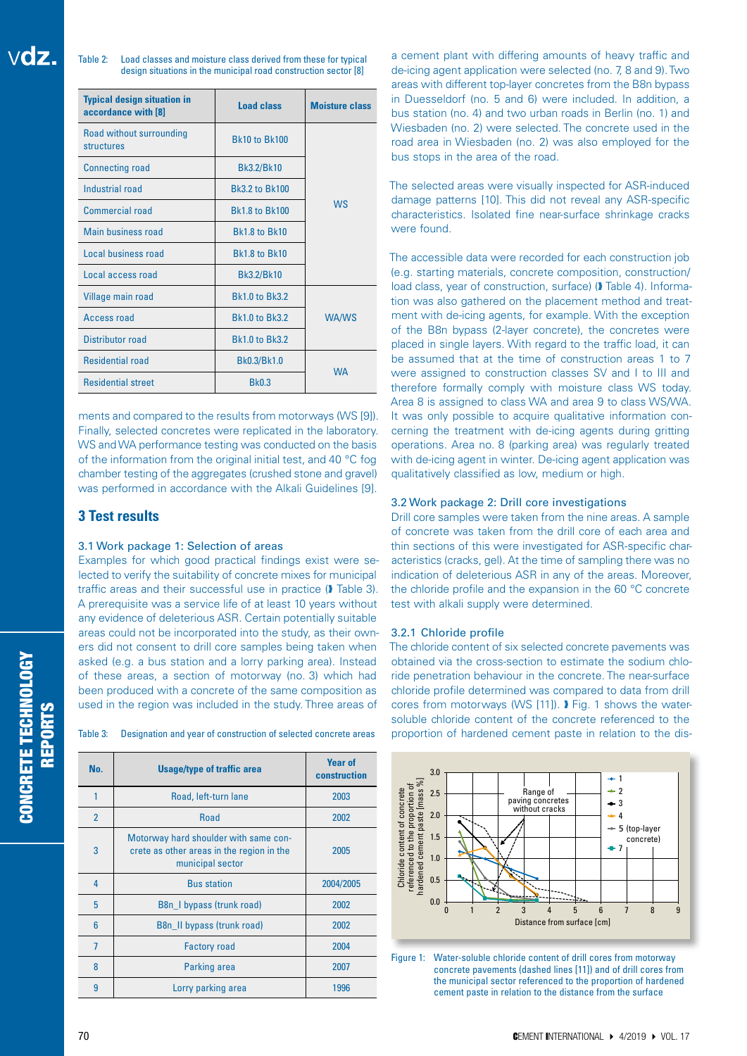Table 2: Load classes and moisture class derived from these for typical design situations in the municipal road construction sector [8]

| Typical design situation in accordance with [8] | Load class | Moisture class |
|---|---|---|
| Road without surrounding structures | Bk10 to Bk100 | WS |
| Connecting road | Bk3.2/Bk10 | |
| Industrial road | Bk3.2 to Bk100 | |
| Commercial road | Bk1.8 to Bk100 | |
| Main business road | Bk1.8 to Bk10 | |
| Local business road | Bk1.8 to Bk10 | |
| Local access road | Bk3.2/Bk10 | |
| Village main road | Bk1.0 to Bk3.2 | WA/WS |
| Access road | Bk1.0 to Bk3.2 | |
| Distributor road | Bk1.0 to Bk3.2 | |
| Residential road | Bk0.3/Bk1.0 | WA |
| Residential street | Bk0.3 | |

ments and compared to the results from motorways (WS [9]). Finally, selected concretes were replicated in the laboratory. WS and WA performance testing was conducted on the basis of the information from the original initial test, and 40 °C fog chamber testing of the aggregates (crushed stone and gravel) was performed in accordance with the Alkali Guidelines [9].

## 3 Test results

### 3.1 Work package 1: Selection of areas

Examples for which good practical findings exist were selected to verify the suitability of concrete mixes for municipal traffic areas and their successful use in practice (Table 3). A prerequisite was a service life of at least 10 years without any evidence of deleterious ASR. Certain potentially suitable areas could not be incorporated into the study, as their owners did not consent to drill core samples being taken when asked (e.g. a bus station and a lorry parking area). Instead of these areas, a section of motorway (no. 3) which had been produced with a concrete of the same composition as used in the region was included in the study. Three areas of a cement plant with differing amounts of heavy traffic and de-icing agent application were selected (no. 7, 8 and 9). Two areas with different top-layer concretes from the B8n bypass in Duesseldorf (no. 5 and 6) were included. In addition, a bus station (no. 4) and two urban roads in Berlin (no. 1) and Wiesbaden (no. 2) were selected. The concrete used in the road area in Wiesbaden (no. 2) was also employed for the bus stops in the area of the road.

Table 3: Designation and year of construction of selected concrete areas

| No. | Usage/type of traffic area | Year of construction |
|---|---|---|
| 1 | Road, left-turn lane | 2003 |
| 2 | Road | 2002 |
| 3 | Motorway hard shoulder with same concrete as other areas in the region in the municipal sector | 2005 |
| 4 | Bus station | 2004/2005 |
| 5 | B8n_I bypass (trunk road) | 2002 |
| 6 | B8n_II bypass (trunk road) | 2002 |
| 7 | Factory road | 2004 |
| 8 | Parking area | 2007 |
| 9 | Lorry parking area | 1996 |

The selected areas were visually inspected for ASR-induced damage patterns [10]. This did not reveal any ASR-specific characteristics. Isolated fine near-surface shrinkage cracks were found.

The accessible data were recorded for each construction job (e.g. starting materials, concrete composition, construction/load class, year of construction, surface) (Table 4). Information was also gathered on the placement method and treatment with de-icing agents, for example. With the exception of the B8n bypass (2-layer concrete), the concretes were placed in single layers. With regard to the traffic load, it can be assumed that at the time of construction areas 1 to 7 were assigned to construction classes SV and I to III and therefore formally comply with moisture class WS today. Area 8 is assigned to class WA and area 9 to class WS/WA. It was only possible to acquire qualitative information concerning the treatment with de-icing agents during gritting operations. Area no. 8 (parking area) was regularly treated with de-icing agent in winter. De-icing agent application was qualitatively classified as low, medium or high.

### 3.2 Work package 2: Drill core investigations

Drill core samples were taken from the nine areas. A sample of concrete was taken from the drill core of each area and thin sections of this were investigated for ASR-specific characteristics (cracks, gel). At the time of sampling there was no indication of deleterious ASR in any of the areas. Moreover, the chloride profile and the expansion in the 60 °C concrete test with alkali supply were determined.

#### 3.2.1 Chloride profile

The chloride content of six selected concrete pavements was obtained via the cross-section to estimate the sodium chloride penetration behaviour in the concrete. The near-surface chloride profile determined was compared to data from drill cores from motorways (WS [11]). Fig. 1 shows the water-soluble chloride content of the concrete referenced to the proportion of hardened cement paste in relation to the dis-

Figure 1: Water-soluble chloride content of drill cores from motorway concrete pavements (dashed lines [11]) and of drill cores from the municipal sector referenced to the proportion of hardened cement paste in relation to the distance from the surface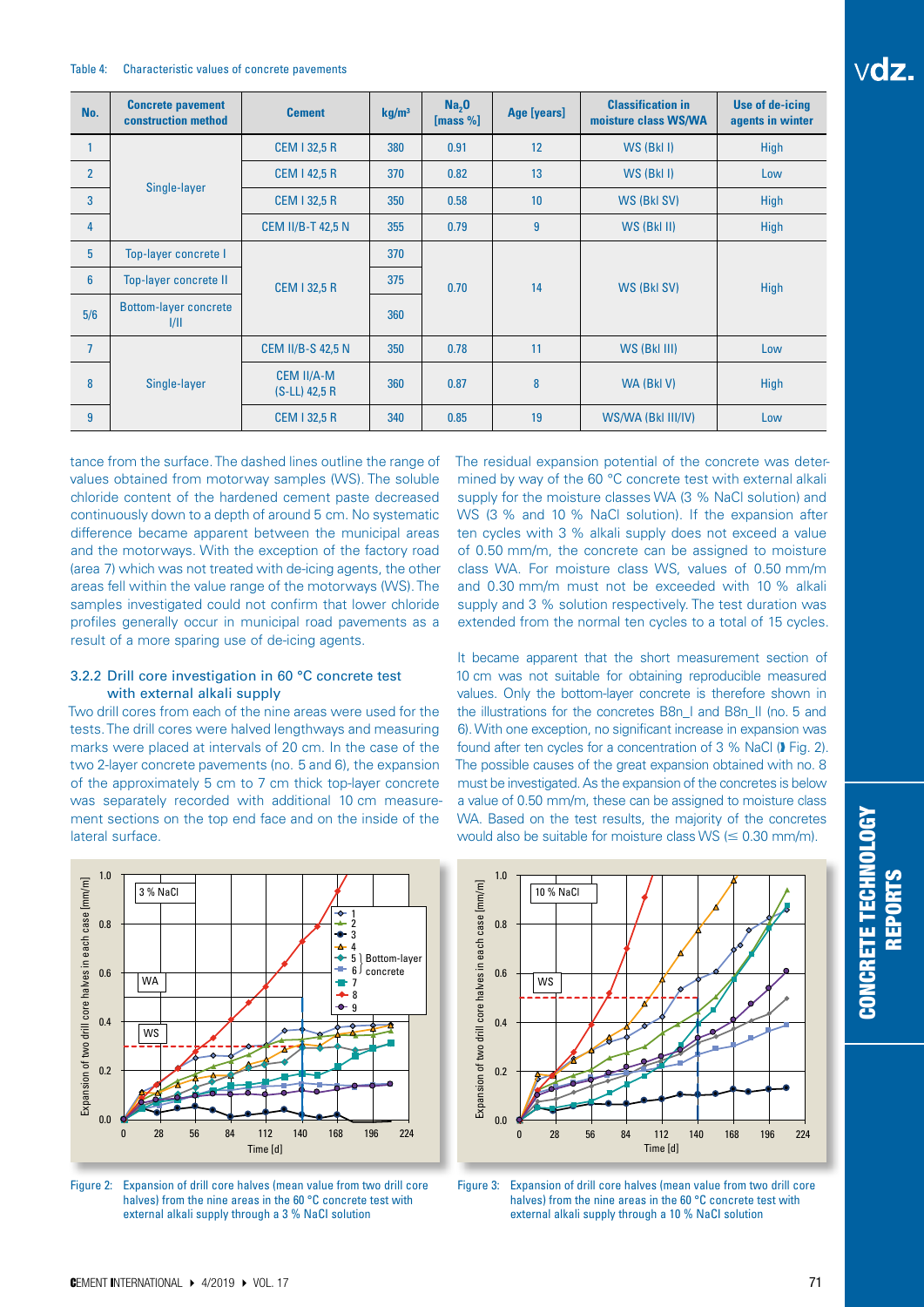Table 4: Characteristic values of concrete pavements

| No. | Concrete pavement construction method | Cement | kg/m³ | $Na_2O$ [mass %] | Age [years] | Classification in moisture class WS/WA | Use of de-icing agents in winter |
|---|---|---|---|---|---|---|---|
| 1 | Single-layer | CEM I 32,5 R | 380 | 0.91 | 12 | WS (Bkl I) | High |
| 2 | | CEM I 42,5 R | 370 | 0.82 | 13 | WS (Bkl I) | Low |
| 3 | | CEM I 32,5 R | 350 | 0.58 | 10 | WS (Bkl SV) | High |
| 4 | | CEM II/B-T 42,5 N | 355 | 0.79 | 9 | WS (Bkl II) | High |
| 5 | Top-layer concrete I | CEM I 32,5 R | 370 | 0.70 | 14 | WS (Bkl SV) | High |
| 6 | Top-layer concrete II | | 375 | | | | |
| 5/6 | Bottom-layer concrete I/II | | 360 | | | | |
| 7 | Single-layer | CEM II/B-S 42,5 N | 350 | 0.78 | 11 | WS (Bkl III) | Low |
| 8 | | CEM II/A-M (S-LL) 42,5 R | 360 | 0.87 | 8 | WA (Bkl V) | High |
| 9 | | CEM I 32,5 R | 340 | 0.85 | 19 | WS/WA (Bkl III/IV) | Low |

tance from the surface. The dashed lines outline the range of values obtained from motorway samples (WS). The soluble chloride content of the hardened cement paste decreased continuously down to a depth of around 5 cm. No systematic difference became apparent between the municipal areas and the motorways. With the exception of the factory road (area 7) which was not treated with de-icing agents, the other areas fell within the value range of the motorways (WS). The samples investigated could not confirm that lower chloride profiles generally occur in municipal road pavements as a result of a more sparing use of de-icing agents.

### 3.2.2 Drill core investigation in 60 °C concrete test with external alkali supply

Two drill cores from each of the nine areas were used for the tests. The drill cores were halved lengthways and measuring marks were placed at intervals of 20 cm. In the case of the two 2-layer concrete pavements (no. 5 and 6), the expansion of the approximately 5 cm to 7 cm thick top-layer concrete was separately recorded with additional 10 cm measurement sections on the top end face and on the inside of the lateral surface.

The residual expansion potential of the concrete was determined by way of the 60 °C concrete test with external alkali supply for the moisture classes WA (3 % NaCl solution) and WS (3 % and 10 % NaCl solution). If the expansion after ten cycles with 3 % alkali supply does not exceed a value of 0.50 mm/m, the concrete can be assigned to moisture class WA. For moisture class WS, values of 0.50 mm/m and 0.30 mm/m must not be exceeded with 10 % alkali supply and 3 % solution respectively. The test duration was extended from the normal ten cycles to a total of 15 cycles.

It became apparent that the short measurement section of 10 cm was not suitable for obtaining reproducible measured values. Only the bottom-layer concrete is therefore shown in the illustrations for the concretes B8n_I and B8n_II (no. 5 and 6). With one exception, no significant increase in expansion was found after ten cycles for a concentration of 3 % NaCl (➧ Fig. 2). The possible causes of the great expansion obtained with no. 8 must be investigated. As the expansion of the concretes is below a value of 0.50 mm/m, these can be assigned to moisture class WA. Based on the test results, the majority of the concretes would also be suitable for moisture class WS (≤ 0.30 mm/m).

Figure 2: Expansion of drill core halves (mean value from two drill core halves) from the nine areas in the 60 °C concrete test with external alkali supply through a 3 % NaCl solution

Figure 3: Expansion of drill core halves (mean value from two drill core halves) from the nine areas in the 60 °C concrete test with external alkali supply through a 10 % NaCl solution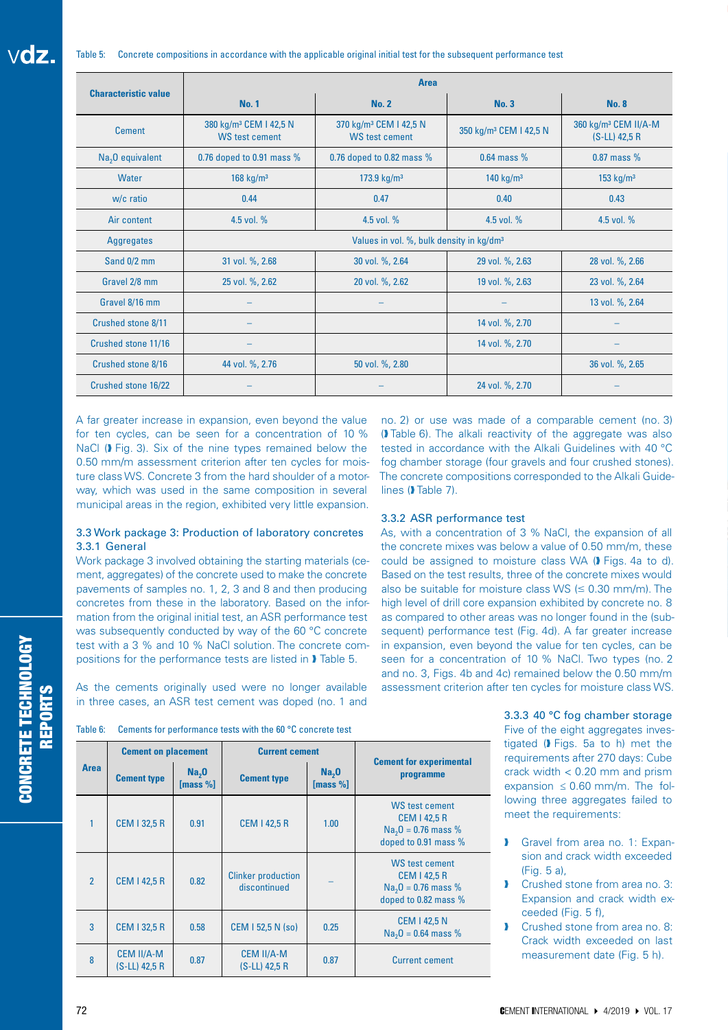Table 5: Concrete compositions in accordance with the applicable original initial test for the subsequent performance test

| Characteristic value | Area | | | |
|---|---|---|---|---|
| | No. 1 | No. 2 | No. 3 | No. 8 |
| Cement | 380 kg/m³ CEM I 42,5 N WS test cement | 370 kg/m³ CEM I 42,5 N WS test cement | 350 kg/m³ CEM I 42,5 N | 360 kg/m³ CEM II/A-M (S-LL) 42,5 R |
| $Na_2O$ equivalent | 0.76 doped to 0.91 mass % | 0.76 doped to 0.82 mass % | 0.64 mass % | 0.87 mass % |
| Water | 168 kg/m³ | 173.9 kg/m³ | 140 kg/m³ | 153 kg/m³ |
| w/c ratio | 0.44 | 0.47 | 0.40 | 0.43 |
| Air content | 4.5 vol. % | 4.5 vol. % | 4.5 vol. % | 4.5 vol. % |
| Aggregates | Values in vol. %, bulk density in kg/dm³ | | | |
| Sand 0/2 mm | 31 vol. %, 2.68 | 30 vol. %, 2.64 | 29 vol. %, 2.63 | 28 vol. %, 2.66 |
| Gravel 2/8 mm | 25 vol. %, 2.62 | 20 vol. %, 2.62 | 19 vol. %, 2.63 | 23 vol. %, 2.64 |
| Gravel 8/16 mm | – | – | – | 13 vol. %, 2.64 |
| Crushed stone 8/11 | – | | 14 vol. %, 2.70 | – |
| Crushed stone 11/16 | – | | 14 vol. %, 2.70 | – |
| Crushed stone 8/16 | 44 vol. %, 2.76 | 50 vol. %, 2.80 | | 36 vol. %, 2.65 |
| Crushed stone 16/22 | – | – | 24 vol. %, 2.70 | – |

A far greater increase in expansion, even beyond the value for ten cycles, can be seen for a concentration of 10 % NaCl (➧ Fig. 3). Six of the nine types remained below the 0.50 mm/m assessment criterion after ten cycles for moisture class WS. Concrete 3 from the hard shoulder of a motorway, which was used in the same composition in several municipal areas in the region, exhibited very little expansion.

### 3.3 Work package 3: Production of laboratory concretes

#### 3.3.1 General

Work package 3 involved obtaining the starting materials (cement, aggregates) of the concrete used to make the concrete pavements of samples no. 1, 2, 3 and 8 and then producing concretes from these in the laboratory. Based on the information from the original initial test, an ASR performance test was subsequently conducted by way of the 60 °C concrete test with a 3 % and 10 % NaCl solution. The concrete compositions for the performance tests are listed in ➧ Table 5.

As the cements originally used were no longer available in three cases, an ASR test cement was doped (no. 1 and no. 2) or use was made of a comparable cement (no. 3) (➧ Table 6). The alkali reactivity of the aggregate was also tested in accordance with the Alkali Guidelines with 40 °C fog chamber storage (four gravels and four crushed stones). The concrete compositions corresponded to the Alkali Guidelines (➧ Table 7).

#### 3.3.2 ASR performance test

As, with a concentration of 3 % NaCl, the expansion of all the concrete mixes was below a value of 0.50 mm/m, these could be assigned to moisture class WA (➧ Figs. 4a to d). Based on the test results, three of the concrete mixes would also be suitable for moisture class WS (≤ 0.30 mm/m). The high level of drill core expansion exhibited by concrete no. 8 as compared to other areas was no longer found in the (subsequent) performance test (Fig. 4d). A far greater increase in expansion, even beyond the value for ten cycles, can be seen for a concentration of 10 % NaCl. Two types (no. 2 and no. 3, Figs. 4b and 4c) remained below the 0.50 mm/m assessment criterion after ten cycles for moisture class WS.

Table 6: Cements for performance tests with the 60 °C concrete test

| Area | Cement on placement | | Current cement | | Cement for experimental programme |
|---|---|---|---|---|---|
| | Cement type | $Na_2O$ [mass %] | Cement type | $Na_2O$ [mass %] | |
| 1 | CEM I 32,5 R | 0.91 | CEM I 42,5 R | 1.00 | WS test cement CEM I 42,5 R $Na_2O$ = 0.76 mass % doped to 0.91 mass % |
| 2 | CEM I 42,5 R | 0.82 | Clinker production discontinued | – | WS test cement CEM I 42,5 R $Na_2O$ = 0.76 mass % doped to 0.82 mass % |
| 3 | CEM I 32,5 R | 0.58 | CEM I 52,5 N (so) | 0.25 | CEM I 42,5 N $Na_2O$ = 0.64 mass % |
| 8 | CEM II/A-M (S-LL) 42,5 R | 0.87 | CEM II/A-M (S-LL) 42,5 R | 0.87 | Current cement |

#### 3.3.3 40 °C fog chamber storage

Five of the eight aggregates investigated (➧ Figs. 5a to h) met the requirements after 270 days: Cube crack width < 0.20 mm and prism expansion ≤ 0.60 mm/m. The following three aggregates failed to meet the requirements:

- Gravel from area no. 1: Expansion and crack width exceeded (Fig. 5 a),
- Crushed stone from area no. 3: Expansion and crack width exceeded (Fig. 5 f),
- Crushed stone from area no. 8: Crack width exceeded on last measurement date (Fig. 5 h).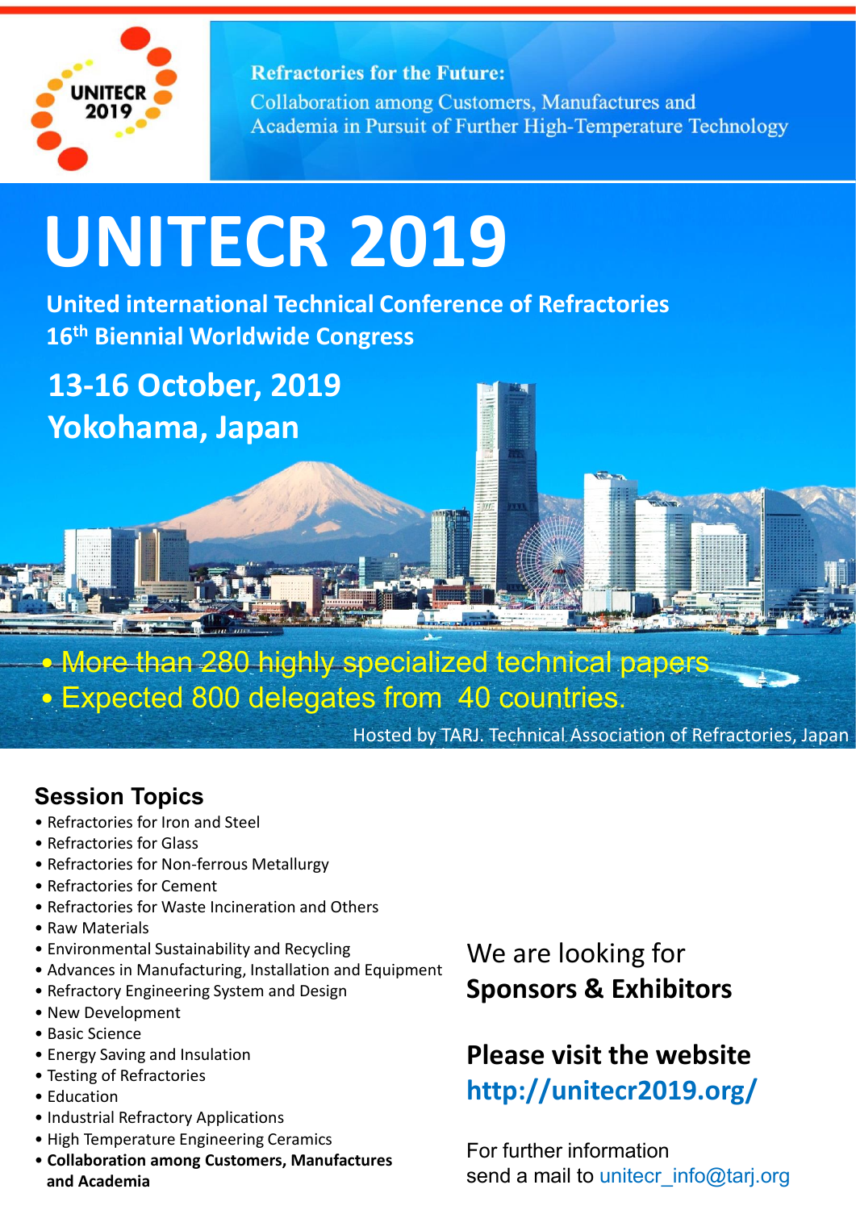UNITECR 2019

**Refractories for the Future:**
Collaboration among Customers, Manufactures and Academia in Pursuit of Further High-Temperature Technology

# UNITECR 2019

**United international Technical Conference of Refractories**
**16th Biennial Worldwide Congress**

**13-16 October, 2019**
**Yokohama, Japan**

- More than 280 highly specialized technical papers
- Expected 800 delegates from 40 countries.

Hosted by TARJ. Technical Association of Refractories, Japan

## Session Topics

- Refractories for Iron and Steel
- Refractories for Glass
- Refractories for Non-ferrous Metallurgy
- Refractories for Cement
- Refractories for Waste Incineration and Others
- Raw Materials
- Environmental Sustainability and Recycling
- Advances in Manufacturing, Installation and Equipment
- Refractory Engineering System and Design
- New Development
- Basic Science
- Energy Saving and Insulation
- Testing of Refractories
- Education
- Industrial Refractory Applications
- High Temperature Engineering Ceramics
- **Collaboration among Customers, Manufactures and Academia**

We are looking for
**Sponsors & Exhibitors**

**Please visit the website**
**http://unitecr2019.org/**

For further information
send a mail to unitecr_info@tarj.org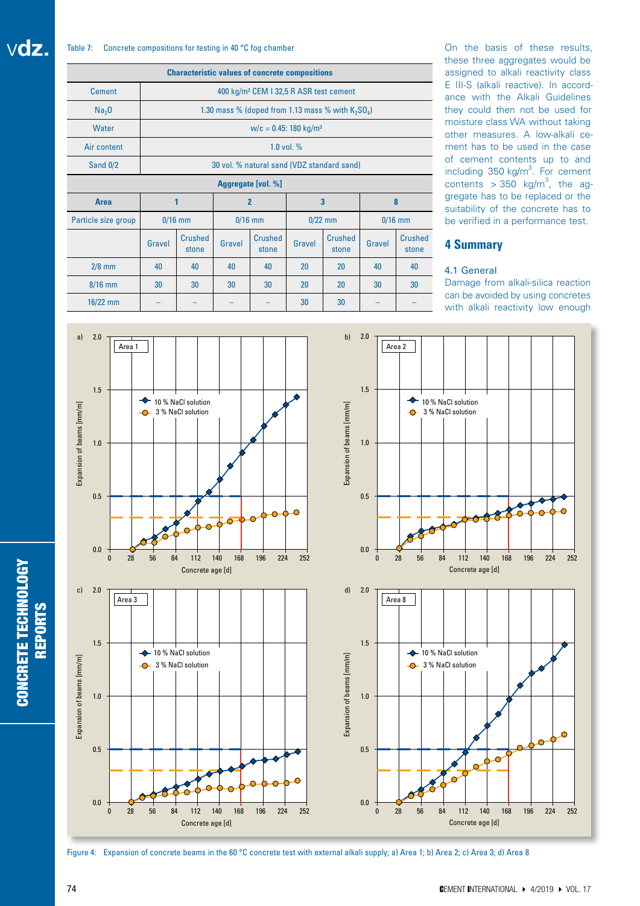Table 7: Concrete compositions for testing in 40 °C fog chamber

| Characteristic values of concrete compositions | | | | | | | | |
|---|---|---|---|---|---|---|---|---|
| Cement | 400 kg/m³ CEM I 32,5 R ASR test cement | | | | | | | |
| $Na_2O$ | 1.30 mass % (doped from 1.13 mass % with $K_2SO_4$) | | | | | | | |
| Water | w/c = 0.45: 180 kg/m³ | | | | | | | |
| Air content | 1.0 vol. % | | | | | | | |
| Sand 0/2 | 30 vol. % natural sand (VDZ standard sand) | | | | | | | |
| **Aggregate [vol. %]** | | | | | | | | |
| **Area** | **1** | | **2** | | **3** | | **8** | |
| Particle size group | 0/16 mm | | 0/16 mm | | 0/22 mm | | 0/16 mm | |
| | Gravel | Crushed stone | Gravel | Crushed stone | Gravel | Crushed stone | Gravel | Crushed stone |
| 2/8 mm | 40 | 40 | 40 | 40 | 20 | 20 | 40 | 40 |
| 8/16 mm | 30 | 30 | 30 | 30 | 20 | 20 | 30 | 30 |
| 16/22 mm | – | – | – | – | 30 | 30 | – | – |

On the basis of these results, these three aggregates would be assigned to alkali reactivity class E III-S (alkali reactive). In accordance with the Alkali Guidelines they could then not be used for moisture class WA without taking other measures. A low-alkali cement has to be used in the case of cement contents up to and including 350 kg/m³. For cement contents > 350 kg/m³, the aggregate has to be replaced or the suitability of the concrete has to be verified in a performance test.

## 4 Summary

### 4.1 General

Damage from alkali-silica reaction can be avoided by using concretes with alkali reactivity low enough

Figure 4: Expansion of concrete beams in the 60 °C concrete test with external alkali supply; a) Area 1; b) Area 2; c) Area 3; d) Area 8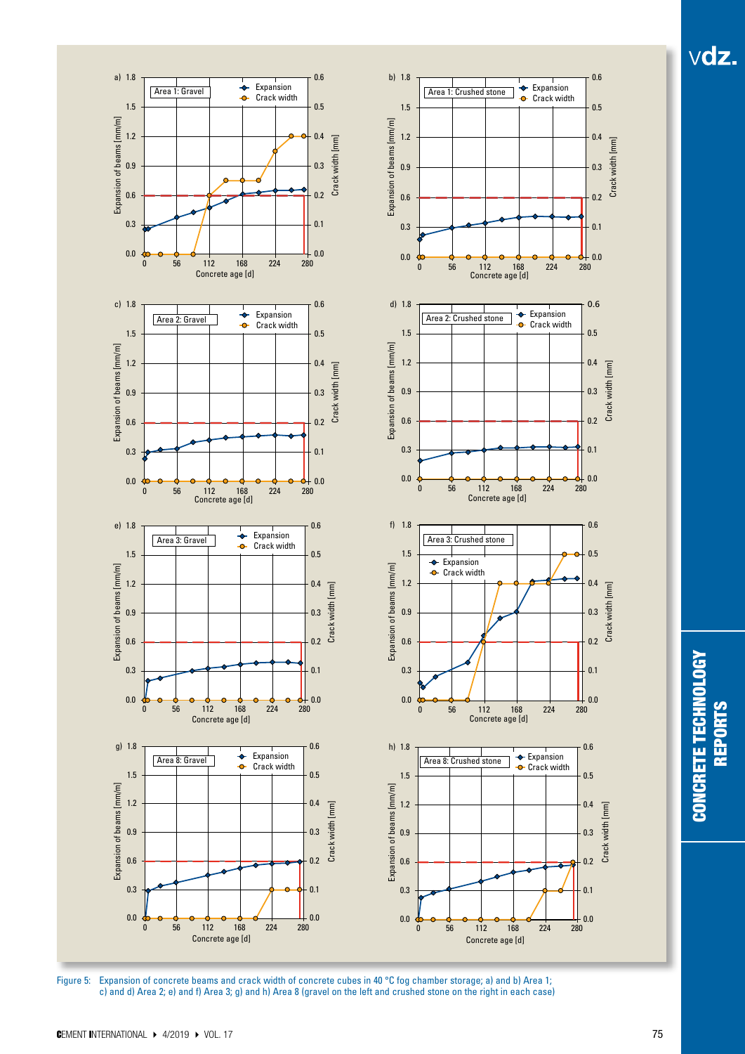Figure 5: Expansion of concrete beams and crack width of concrete cubes in 40 °C fog chamber storage; a) and b) Area 1; c) and d) Area 2; e) and f) Area 3; g) and h) Area 8 (gravel on the left and crushed stone on the right in each case)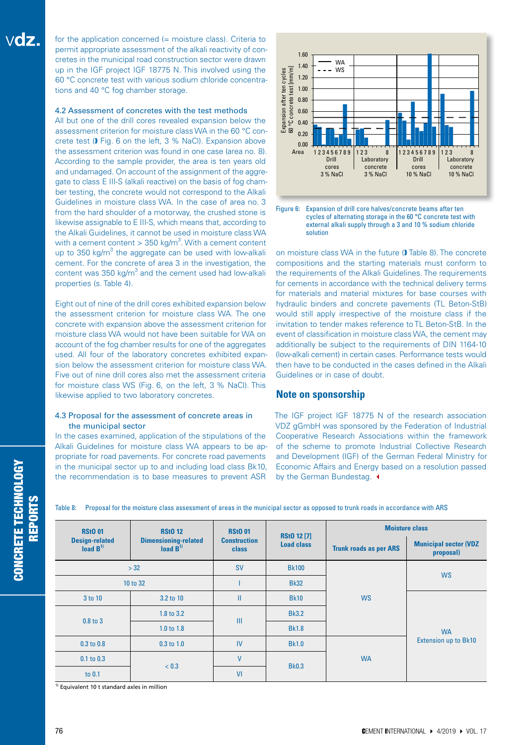for the application concerned (= moisture class). Criteria to permit appropriate assessment of the alkali reactivity of concretes in the municipal road construction sector were drawn up in the IGF project IGF 18775 N. This involved using the 60 °C concrete test with various sodium chloride concentrations and 40 °C fog chamber storage.

### 4.2 Assessment of concretes with the test methods

All but one of the drill cores revealed expansion below the assessment criterion for moisture class WA in the 60 °C concrete test (➧ Fig. 6 on the left, 3 % NaCl). Expansion above the assessment criterion was found in one case (area no. 8). According to the sample provider, the area is ten years old and undamaged. On account of the assignment of the aggregate to class E III-S (alkali reactive) on the basis of fog chamber testing, the concrete would not correspond to the Alkali Guidelines in moisture class WA. In the case of area no. 3 from the hard shoulder of a motorway, the crushed stone is likewise assignable to E III-S, which means that, according to the Alkali Guidelines, it cannot be used in moisture class WA with a cement content > 350 kg/m$^3$. With a cement content up to 350 kg/m$^3$ the aggregate can be used with low-alkali cement. For the concrete of area 3 in the investigation, the content was 350 kg/m$^3$ and the cement used had low-alkali properties (s. Table 4).

Eight out of nine of the drill cores exhibited expansion below the assessment criterion for moisture class WA. The one concrete with expansion above the assessment criterion for moisture class WA would not have been suitable for WA on account of the fog chamber results for one of the aggregates used. All four of the laboratory concretes exhibited expansion below the assessment criterion for moisture class WA. Five out of nine drill cores also met the assessment criteria for moisture class WS (Fig. 6, on the left, 3 % NaCl). This likewise applied to two laboratory concretes.

### 4.3 Proposal for the assessment of concrete areas in the municipal sector

In the cases examined, application of the stipulations of the Alkali Guidelines for moisture class WA appears to be appropriate for road pavements. For concrete road pavements in the municipal sector up to and including load class Bk10, the recommendation is to base measures to prevent ASR on moisture class WA in the future (➧ Table 8). The concrete compositions and the starting materials must conform to the requirements of the Alkali Guidelines. The requirements for cements in accordance with the technical delivery terms for materials and material mixtures for base courses with hydraulic binders and concrete pavements (TL Beton-StB) would still apply irrespective of the moisture class if the invitation to tender makes reference to TL Beton-StB. In the event of classification in moisture class WA, the cement may additionally be subject to the requirements of DIN 1164-10 (low-alkali cement) in certain cases. Performance tests would then have to be conducted in the cases defined in the Alkali Guidelines or in case of doubt.

Figure 6: Expansion of drill core halves/concrete beams after ten cycles of alternating storage in the 60 °C concrete test with external alkali supply through a 3 and 10 % sodium chloride solution

## Note on sponsorship

The IGF project IGF 18775 N of the research association VDZ gGmbH was sponsored by the Federation of Industrial Cooperative Research Associations within the framework of the scheme to promote Industrial Collective Research and Development (IGF) of the German Federal Ministry for Economic Affairs and Energy based on a resolution passed by the German Bundestag.

Table 8: Proposal for the moisture class assessment of areas in the municipal sector as opposed to trunk roads in accordance with ARS

| RStO 01 Design-related load B[1] | RStO 12 Dimensioning-related load B[1] | RStO 01 Construction class | RStO 12 [7] Load class | Moisture class | |
|---|---|---|---|---|---|
| | | | | Trunk roads as per ARS | Municipal sector (VDZ proposal) |
| > 32 | | SV | Bk100 | WS | WS |
| 10 to 32 | | I | Bk32 | WS | WS |
| 3 to 10 | 3.2 to 10 | II | Bk10 | WS | WA Extension up to Bk10 |
| 0.8 to 3 | 1.8 to 3.2 | III | Bk3.2 | WS | WA Extension up to Bk10 |
| 0.8 to 3 | 1.0 to 1.8 | III | Bk1.8 | WS | WA Extension up to Bk10 |
| 0.3 to 0.8 | 0.3 to 1.0 | IV | Bk1.0 | WA | WA Extension up to Bk10 |
| 0.1 to 0.3 | < 0.3 | V | Bk0.3 | WA | WA Extension up to Bk10 |
| to 0.1 | < 0.3 | VI | Bk0.3 | WA | WA Extension up to Bk10 |

[1] Equivalent 10 t standard axles in million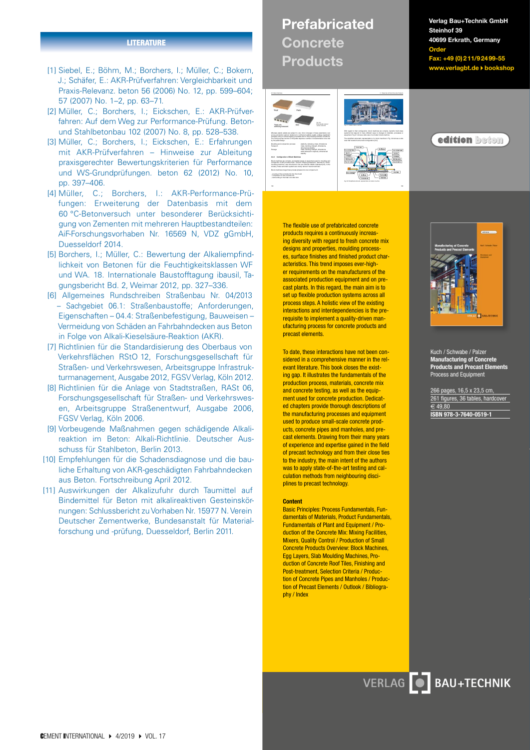## LITERATURE

[1] Siebel, E.; Böhm, M.; Borchers, I.; Müller, C.; Bokern, J.; Schäfer, E.: AKR-Prüfverfahren: Vergleichbarkeit und Praxis-Relevanz. beton 56 (2006) No. 12, pp. 599–604; 57 (2007) No. 1–2, pp. 63–71.

[2] Müller, C.; Borchers, I.; Eickschen, E.: AKR-Prüfverfahren: Auf dem Weg zur Performance-Prüfung. Beton- und Stahlbetonbau 102 (2007) No. 8, pp. 528–538.

[3] Müller, C.; Borchers, I.; Eickschen, E.: Erfahrungen mit AKR-Prüfverfahren – Hinweise zur Ableitung praxisgerechter Bewertungskriterien für Performance und WS-Grundprüfungen. beton 62 (2012) No. 10, pp. 397–406.

[4] Müller, C.; Borchers, I.: AKR-Performance-Prüfungen: Erweiterung der Datenbasis mit dem 60 °C-Betonversuch unter besonderer Berücksichtigung von Zementen mit mehreren Hauptbestandteilen: AiF-Forschungsvorhaben Nr. 16569 N, VDZ gGmbH, Duesseldorf 2014.

[5] Borchers, I.; Müller, C.: Bewertung der Alkaliempfindlichkeit von Betonen für die Feuchtigkeitsklassen WF und WA. 18. Internationale Baustofftagung ibausil, Tagungsbericht Bd. 2, Weimar 2012, pp. 327–336.

[6] Allgemeines Rundschreiben Straßenbau Nr. 04/2013 – Sachgebiet 06.1: Straßenbaustoffe; Anforderungen, Eigenschaften – 04.4: Straßenbefestigung, Bauweisen – Vermeidung von Schäden an Fahrbahndecken aus Beton in Folge von Alkali-Kieselsäure-Reaktion (AKR).

[7] Richtlinien für die Standardisierung des Oberbaus von Verkehrsflächen RStO 12, Forschungsgesellschaft für Straßen- und Verkehrswesen, Arbeitsgruppe Infrastrukturmanagement, Ausgabe 2012, FGSV Verlag, Köln 2012.

[8] Richtlinien für die Anlage von Stadtstraßen, RASt 06, Forschungsgesellschaft für Straßen- und Verkehrswesen, Arbeitsgruppe Straßenentwurf, Ausgabe 2006, FGSV Verlag, Köln 2006.

[9] Vorbeugende Maßnahmen gegen schädigende Alkalireaktion im Beton: Alkali-Richtlinie. Deutscher Ausschuss für Stahlbeton, Berlin 2013.

[10] Empfehlungen für die Schadensdiagnose und die bauliche Erhaltung von AKR-geschädigten Fahrbahndecken aus Beton. Fortschreibung April 2012.

[11] Auswirkungen der Alkalizufuhr durch Taumittel auf Bindemittel für Beton mit alkalireaktiven Gesteinskörnungen: Schlussbericht zu Vorhaben Nr. 15977 N. Verein Deutscher Zementwerke, Bundesanstalt für Materialforschung und -prüfung, Duesseldorf, Berlin 2011.

# Prefabricated Concrete Products

**Verlag Bau+Technik GmbH**
**Steinhof 39**
**40699 Erkrath, Germany**
**Order**
**Fax: +49 (0) 211/9 24 99-55**
**www.verlagbt.de ▸ bookshop**

edition beton

The flexible use of prefabricated concrete products requires a continuously increasing diversity with regard to fresh concrete mix designs and properties, moulding processes, surface finishes and finished product characteristics. This trend imposes ever-higher requirements on the manufacturers of the associated production equipment and on precast plants. In this regard, the main aim is to set up flexible production systems across all process steps. A holistic view of the existing interactions and interdependencies is the prerequisite to implement a quality-driven manufacturing process for concrete products and precast elements.

To date, these interactions have not been considered in a comprehensive manner in the relevant literature. This book closes the existing gap. It illustrates the fundamentals of the production process, materials, concrete mix and concrete testing, as well as the equipment used for concrete production. Dedicated chapters provide thorough descriptions of the manufacturing processes and equipment used to produce small-scale concrete products, concrete pipes and manholes, and precast elements. Drawing from their many years of experience and expertise gained in the field of precast technology and from their close ties to the industry, the main intent of the authors was to apply state-of-the-art testing and calculation methods from neighbouring disciplines to precast technology.

**Content**
Basic Principles: Process Fundamentals, Fundamentals of Materials, Product Fundamentals, Fundamentals of Plant and Equipment / Production of the Concrete Mix: Mixing Facilities, Mixers, Quality Control / Production of Small Concrete Products Overview: Block Machines, Egg Layers, Slab Moulding Machines, Production of Concrete Roof Tiles, Finishing and Post-treatment, Selection Criteria / Production of Concrete Pipes and Manholes / Production of Precast Elements / Outlook / Bibliography / Index

Kuch / Schwabe / Palzer
**Manufacturing of Concrete Products and Precast Elements**
Process and Equipment

266 pages, 16,5 x 23,5 cm,
261 figures, 36 tables, hardcover
€ 49,80
**ISBN 978-3-7640-0519-1**

VERLAG BAU+TECHNIK